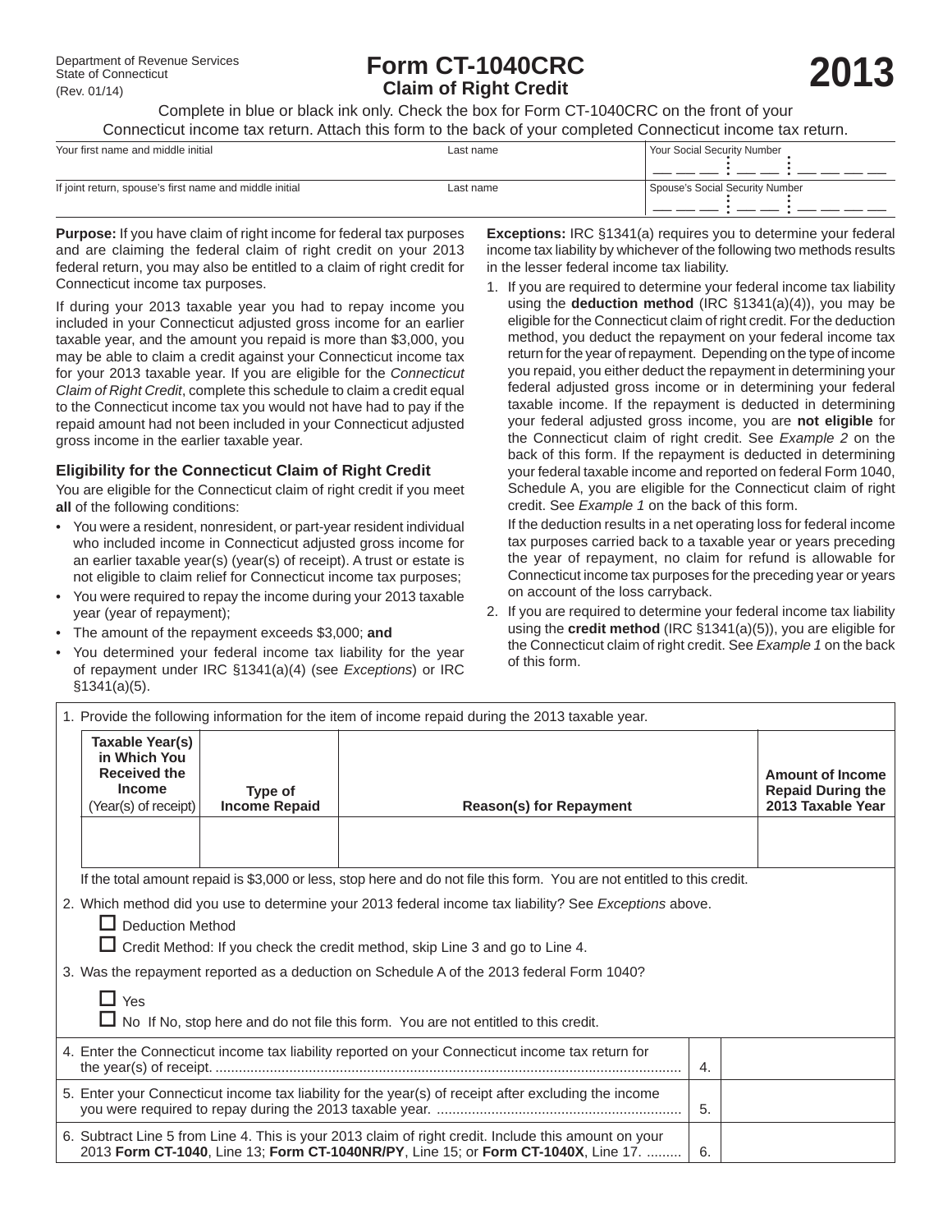Department of Revenue Services
State of Connecticut
(Rev. 01/14)

# Form CT-1040CRC
## Claim of Right Credit

**2013**

Complete in blue or black ink only. Check the box for Form CT-1040CRC on the front of your Connecticut income tax return. Attach this form to the back of your completed Connecticut income tax return.

| Your first name and middle initial | Last name | Your Social Security Number |
|---|---|---|
| If joint return, spouse's first name and middle initial | Last name | Spouse's Social Security Number |

**Purpose:** If you have claim of right income for federal tax purposes and are claiming the federal claim of right credit on your 2013 federal return, you may also be entitled to a claim of right credit for Connecticut income tax purposes.

If during your 2013 taxable year you had to repay income you included in your Connecticut adjusted gross income for an earlier taxable year, and the amount you repaid is more than $3,000, you may be able to claim a credit against your Connecticut income tax for your 2013 taxable year. If you are eligible for the *Connecticut Claim of Right Credit*, complete this schedule to claim a credit equal to the Connecticut income tax you would not have had to pay if the repaid amount had not been included in your Connecticut adjusted gross income in the earlier taxable year.

### Eligibility for the Connecticut Claim of Right Credit

You are eligible for the Connecticut claim of right credit if you meet **all** of the following conditions:

- You were a resident, nonresident, or part-year resident individual who included income in Connecticut adjusted gross income for an earlier taxable year(s) (year(s) of receipt). A trust or estate is not eligible to claim relief for Connecticut income tax purposes;
- You were required to repay the income during your 2013 taxable year (year of repayment);
- The amount of the repayment exceeds $3,000; **and**
- You determined your federal income tax liability for the year of repayment under IRC §1341(a)(4) (see *Exceptions*) or IRC §1341(a)(5).

**Exceptions:** IRC §1341(a) requires you to determine your federal income tax liability by whichever of the following two methods results in the lesser federal income tax liability.

1. If you are required to determine your federal income tax liability using the **deduction method** (IRC §1341(a)(4)), you may be eligible for the Connecticut claim of right credit. For the deduction method, you deduct the repayment on your federal income tax return for the year of repayment. Depending on the type of income you repaid, you either deduct the repayment in determining your federal adjusted gross income or in determining your federal taxable income. If the repayment is deducted in determining your federal adjusted gross income, you are **not eligible** for the Connecticut claim of right credit. See *Example 2* on the back of this form. If the repayment is deducted in determining your federal taxable income and reported on federal Form 1040, Schedule A, you are eligible for the Connecticut claim of right credit. See *Example 1* on the back of this form.

   If the deduction results in a net operating loss for federal income tax purposes carried back to a taxable year or years preceding the year of repayment, no claim for refund is allowable for Connecticut income tax purposes for the preceding year or years on account of the loss carryback.

2. If you are required to determine your federal income tax liability using the **credit method** (IRC §1341(a)(5)), you are eligible for the Connecticut claim of right credit. See *Example 1* on the back of this form.

1. Provide the following information for the item of income repaid during the 2013 taxable year.

| Taxable Year(s) in Which You Received the Income (Year(s) of receipt) | Type of Income Repaid | Reason(s) for Repayment | Amount of Income Repaid During the 2013 Taxable Year |
|---|---|---|---|
| | | | |

If the total amount repaid is $3,000 or less, stop here and do not file this form. You are not entitled to this credit.

2. Which method did you use to determine your 2013 federal income tax liability? See *Exceptions* above.

☐ Deduction Method

☐ Credit Method: If you check the credit method, skip Line 3 and go to Line 4.

3. Was the repayment reported as a deduction on Schedule A of the 2013 federal Form 1040?

☐ Yes

☐ No If No, stop here and do not file this form. You are not entitled to this credit.

| | | |
|---|---|---|
| 4. Enter the Connecticut income tax liability reported on your Connecticut income tax return for the year(s) of receipt. | 4. | |
| 5. Enter your Connecticut income tax liability for the year(s) of receipt after excluding the income you were required to repay during the 2013 taxable year. | 5. | |
| 6. Subtract Line 5 from Line 4. This is your 2013 claim of right credit. Include this amount on your 2013 **Form CT-1040**, Line 13; **Form CT-1040NR/PY**, Line 15; or **Form CT-1040X**, Line 17. | 6. | |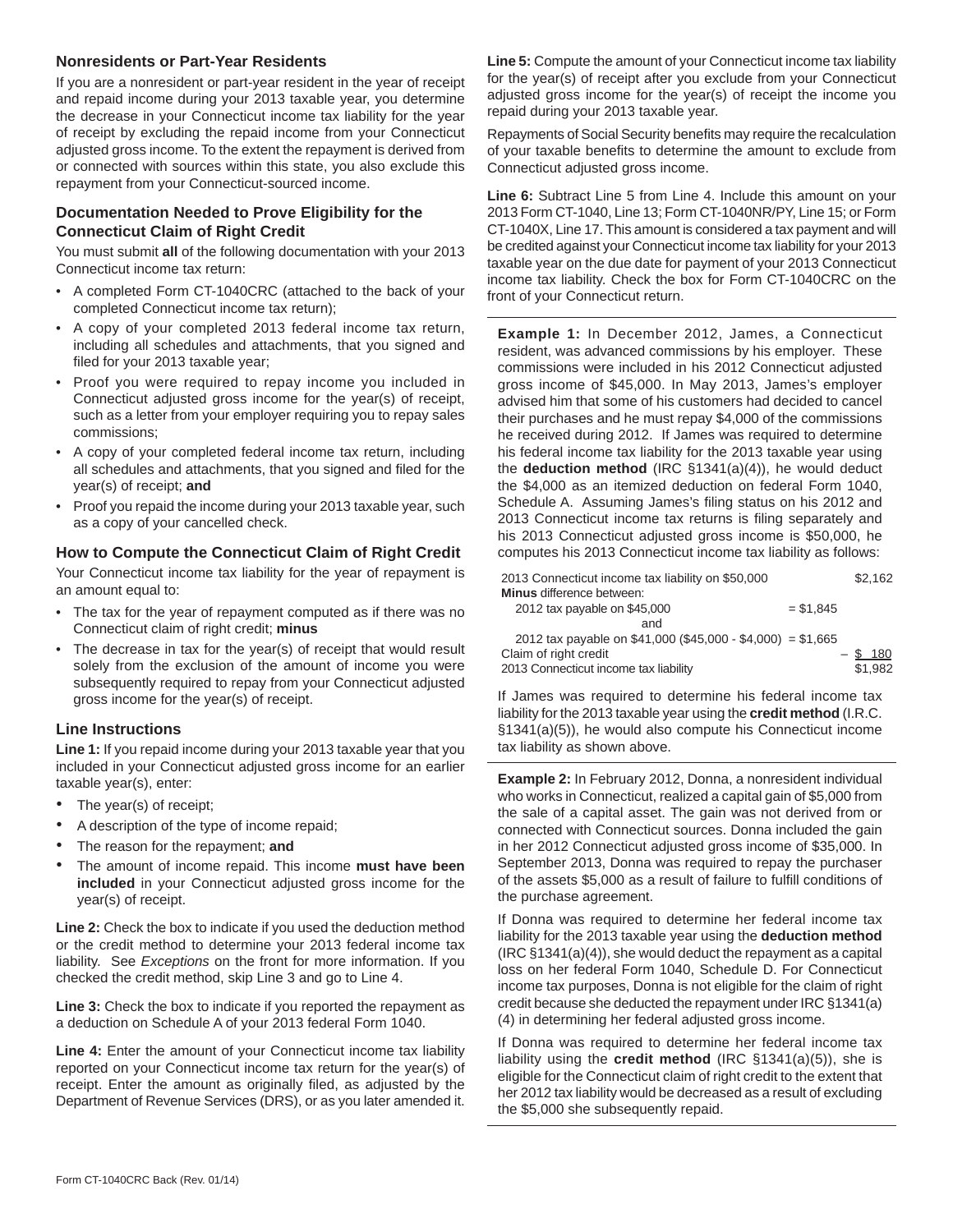## Nonresidents or Part-Year Residents

If you are a nonresident or part-year resident in the year of receipt and repaid income during your 2013 taxable year, you determine the decrease in your Connecticut income tax liability for the year of receipt by excluding the repaid income from your Connecticut adjusted gross income. To the extent the repayment is derived from or connected with sources within this state, you also exclude this repayment from your Connecticut-sourced income.

## Documentation Needed to Prove Eligibility for the Connecticut Claim of Right Credit

You must submit **all** of the following documentation with your 2013 Connecticut income tax return:

- A completed Form CT-1040CRC (attached to the back of your completed Connecticut income tax return);
- A copy of your completed 2013 federal income tax return, including all schedules and attachments, that you signed and filed for your 2013 taxable year;
- Proof you were required to repay income you included in Connecticut adjusted gross income for the year(s) of receipt, such as a letter from your employer requiring you to repay sales commissions;
- A copy of your completed federal income tax return, including all schedules and attachments, that you signed and filed for the year(s) of receipt; **and**
- Proof you repaid the income during your 2013 taxable year, such as a copy of your cancelled check.

## How to Compute the Connecticut Claim of Right Credit

Your Connecticut income tax liability for the year of repayment is an amount equal to:

- The tax for the year of repayment computed as if there was no Connecticut claim of right credit; **minus**
- The decrease in tax for the year(s) of receipt that would result solely from the exclusion of the amount of income you were subsequently required to repay from your Connecticut adjusted gross income for the year(s) of receipt.

## Line Instructions

**Line 1:** If you repaid income during your 2013 taxable year that you included in your Connecticut adjusted gross income for an earlier taxable year(s), enter:

- The year(s) of receipt;
- A description of the type of income repaid;
- The reason for the repayment; **and**
- The amount of income repaid. This income **must have been included** in your Connecticut adjusted gross income for the year(s) of receipt.

**Line 2:** Check the box to indicate if you used the deduction method or the credit method to determine your 2013 federal income tax liability. See *Exceptions* on the front for more information. If you checked the credit method, skip Line 3 and go to Line 4.

**Line 3:** Check the box to indicate if you reported the repayment as a deduction on Schedule A of your 2013 federal Form 1040.

**Line 4:** Enter the amount of your Connecticut income tax liability reported on your Connecticut income tax return for the year(s) of receipt. Enter the amount as originally filed, as adjusted by the Department of Revenue Services (DRS), or as you later amended it.

**Line 5:** Compute the amount of your Connecticut income tax liability for the year(s) of receipt after you exclude from your Connecticut adjusted gross income for the year(s) of receipt the income you repaid during your 2013 taxable year.

Repayments of Social Security benefits may require the recalculation of your taxable benefits to determine the amount to exclude from Connecticut adjusted gross income.

**Line 6:** Subtract Line 5 from Line 4. Include this amount on your 2013 Form CT-1040, Line 13; Form CT-1040NR/PY, Line 15; or Form CT-1040X, Line 17. This amount is considered a tax payment and will be credited against your Connecticut income tax liability for your 2013 taxable year on the due date for payment of your 2013 Connecticut income tax liability. Check the box for Form CT-1040CRC on the front of your Connecticut return.

**Example 1:** In December 2012, James, a Connecticut resident, was advanced commissions by his employer. These commissions were included in his 2012 Connecticut adjusted gross income of $45,000. In May 2013, James's employer advised him that some of his customers had decided to cancel their purchases and he must repay $4,000 of the commissions he received during 2012. If James was required to determine his federal income tax liability for the 2013 taxable year using the **deduction method** (IRC §1341(a)(4)), he would deduct the $4,000 as an itemized deduction on federal Form 1040, Schedule A. Assuming James's filing status on his 2012 and 2013 Connecticut income tax returns is filing separately and his 2013 Connecticut adjusted gross income is $50,000, he computes his 2013 Connecticut income tax liability as follows:

| | | |
|---|---|---|
| 2013 Connecticut income tax liability on $50,000 | | $2,162 |
| **Minus** difference between: | | |
| 2012 tax payable on $45,000 | = $1,845 | |
| and | | |
| 2012 tax payable on $41,000 ($45,000 - $4,000) | = $1,665 | |
| Claim of right credit | | – $ 180 |
| 2013 Connecticut income tax liability | | $1,982 |

If James was required to determine his federal income tax liability for the 2013 taxable year using the **credit method** (I.R.C. §1341(a)(5)), he would also compute his Connecticut income tax liability as shown above.

**Example 2:** In February 2012, Donna, a nonresident individual who works in Connecticut, realized a capital gain of $5,000 from the sale of a capital asset. The gain was not derived from or connected with Connecticut sources. Donna included the gain in her 2012 Connecticut adjusted gross income of $35,000. In September 2013, Donna was required to repay the purchaser of the assets $5,000 as a result of failure to fulfill conditions of the purchase agreement.

If Donna was required to determine her federal income tax liability for the 2013 taxable year using the **deduction method** (IRC §1341(a)(4)), she would deduct the repayment as a capital loss on her federal Form 1040, Schedule D. For Connecticut income tax purposes, Donna is not eligible for the claim of right credit because she deducted the repayment under IRC §1341(a)(4) in determining her federal adjusted gross income.

If Donna was required to determine her federal income tax liability using the **credit method** (IRC §1341(a)(5)), she is eligible for the Connecticut claim of right credit to the extent that her 2012 tax liability would be decreased as a result of excluding the $5,000 she subsequently repaid.

Form CT-1040CRC Back (Rev. 01/14)